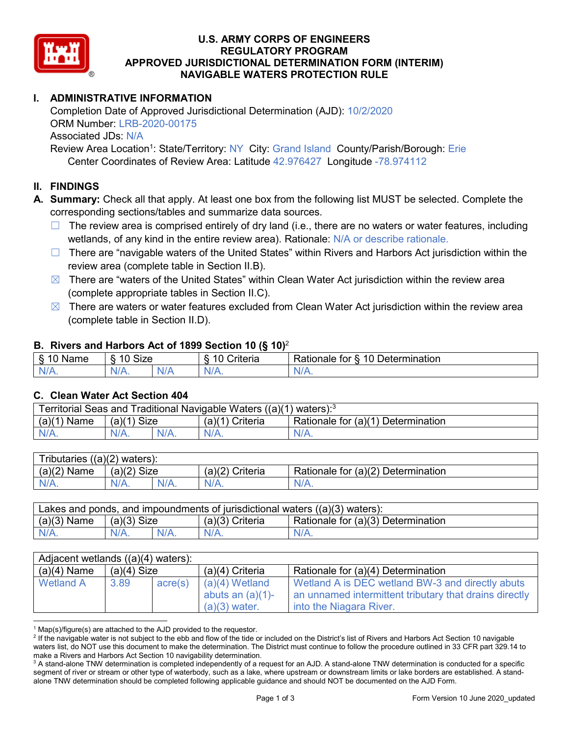# U.S. ARMY CORPS OF ENGINEERS
# REGULATORY PROGRAM
# APPROVED JURISDICTIONAL DETERMINATION FORM (INTERIM)
# NAVIGABLE WATERS PROTECTION RULE

## I. ADMINISTRATIVE INFORMATION

Completion Date of Approved Jurisdictional Determination (AJD): 10/2/2020
ORM Number: LRB-2020-00175
Associated JDs: N/A
Review Area Location[1]: State/Territory: NY City: Grand Island County/Parish/Borough: Erie
Center Coordinates of Review Area: Latitude 42.976427 Longitude -78.974112

## II. FINDINGS

**A. Summary:** Check all that apply. At least one box from the following list MUST be selected. Complete the corresponding sections/tables and summarize data sources.

- ☐ The review area is comprised entirely of dry land (i.e., there are no waters or water features, including wetlands, of any kind in the entire review area). Rationale: N/A or describe rationale.
- ☐ There are "navigable waters of the United States" within Rivers and Harbors Act jurisdiction within the review area (complete table in Section II.B).
- ☒ There are "waters of the United States" within Clean Water Act jurisdiction within the review area (complete appropriate tables in Section II.C).
- ☒ There are waters or water features excluded from Clean Water Act jurisdiction within the review area (complete table in Section II.D).

### B. Rivers and Harbors Act of 1899 Section 10 (§ 10)[2]

| § 10 Name | § 10 Size | | § 10 Criteria | Rationale for § 10 Determination |
|---|---|---|---|---|
| N/A. | N/A. | N/A | N/A. | N/A. |

### C. Clean Water Act Section 404

| Territorial Seas and Traditional Navigable Waters ((a)(1) waters):[3] | | | | |
|---|---|---|---|---|
| (a)(1) Name | (a)(1) Size | | (a)(1) Criteria | Rationale for (a)(1) Determination |
| N/A. | N/A. | N/A. | N/A. | N/A. |

| Tributaries ((a)(2) waters): | | | | |
|---|---|---|---|---|
| (a)(2) Name | (a)(2) Size | | (a)(2) Criteria | Rationale for (a)(2) Determination |
| N/A. | N/A. | N/A. | N/A. | N/A. |

| Lakes and ponds, and impoundments of jurisdictional waters ((a)(3) waters): | | | | |
|---|---|---|---|---|
| (a)(3) Name | (a)(3) Size | | (a)(3) Criteria | Rationale for (a)(3) Determination |
| N/A. | N/A. | N/A. | N/A. | N/A. |

| Adjacent wetlands ((a)(4) waters): | | | | |
|---|---|---|---|---|
| (a)(4) Name | (a)(4) Size | | (a)(4) Criteria | Rationale for (a)(4) Determination |
| Wetland A | 3.89 | acre(s) | (a)(4) Wetland abuts an (a)(1)-(a)(3) water. | Wetland A is DEC wetland BW-3 and directly abuts an unnamed intermittent tributary that drains directly into the Niagara River. |

[1] Map(s)/figure(s) are attached to the AJD provided to the requestor.
[2] If the navigable water is not subject to the ebb and flow of the tide or included on the District's list of Rivers and Harbors Act Section 10 navigable waters list, do NOT use this document to make the determination. The District must continue to follow the procedure outlined in 33 CFR part 329.14 to make a Rivers and Harbors Act Section 10 navigability determination.
[3] A stand-alone TNW determination is completed independently of a request for an AJD. A stand-alone TNW determination is conducted for a specific segment of river or stream or other type of waterbody, such as a lake, where upstream or downstream limits or lake borders are established. A stand-alone TNW determination should be completed following applicable guidance and should NOT be documented on the AJD Form.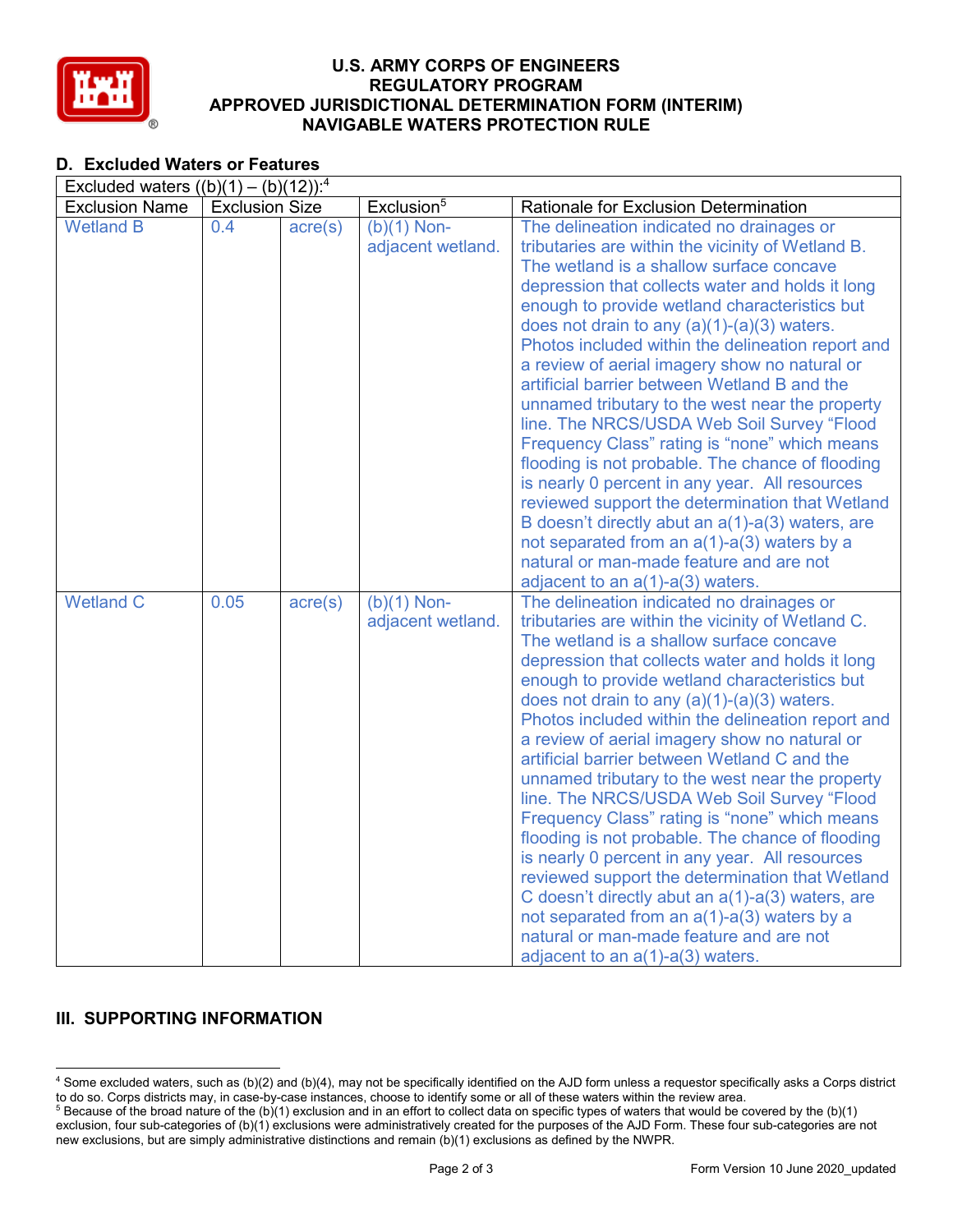**U.S. ARMY CORPS OF ENGINEERS**
**REGULATORY PROGRAM**
**APPROVED JURISDICTIONAL DETERMINATION FORM (INTERIM)**
**NAVIGABLE WATERS PROTECTION RULE**

## D. Excluded Waters or Features

| Excluded waters ((b)(1) – (b)(12)):[4] | | | | |
|---|---|---|---|---|
| Exclusion Name | Exclusion Size | | Exclusion[5] | Rationale for Exclusion Determination |
| Wetland B | 0.4 | acre(s) | (b)(1) Non-adjacent wetland. | The delineation indicated no drainages or tributaries are within the vicinity of Wetland B. The wetland is a shallow surface concave depression that collects water and holds it long enough to provide wetland characteristics but does not drain to any (a)(1)-(a)(3) waters. Photos included within the delineation report and a review of aerial imagery show no natural or artificial barrier between Wetland B and the unnamed tributary to the west near the property line. The NRCS/USDA Web Soil Survey "Flood Frequency Class" rating is "none" which means flooding is not probable. The chance of flooding is nearly 0 percent in any year. All resources reviewed support the determination that Wetland B doesn't directly abut an a(1)-a(3) waters, are not separated from an a(1)-a(3) waters by a natural or man-made feature and are not adjacent to an a(1)-a(3) waters. |
| Wetland C | 0.05 | acre(s) | (b)(1) Non-adjacent wetland. | The delineation indicated no drainages or tributaries are within the vicinity of Wetland C. The wetland is a shallow surface concave depression that collects water and holds it long enough to provide wetland characteristics but does not drain to any (a)(1)-(a)(3) waters. Photos included within the delineation report and a review of aerial imagery show no natural or artificial barrier between Wetland C and the unnamed tributary to the west near the property line. The NRCS/USDA Web Soil Survey "Flood Frequency Class" rating is "none" which means flooding is not probable. The chance of flooding is nearly 0 percent in any year. All resources reviewed support the determination that Wetland C doesn't directly abut an a(1)-a(3) waters, are not separated from an a(1)-a(3) waters by a natural or man-made feature and are not adjacent to an a(1)-a(3) waters. |

## III. SUPPORTING INFORMATION

[4] Some excluded waters, such as (b)(2) and (b)(4), may not be specifically identified on the AJD form unless a requestor specifically asks a Corps district to do so. Corps districts may, in case-by-case instances, choose to identify some or all of these waters within the review area.
[5] Because of the broad nature of the (b)(1) exclusion and in an effort to collect data on specific types of waters that would be covered by the (b)(1) exclusion, four sub-categories of (b)(1) exclusions were administratively created for the purposes of the AJD Form. These four sub-categories are not new exclusions, but are simply administrative distinctions and remain (b)(1) exclusions as defined by the NWPR.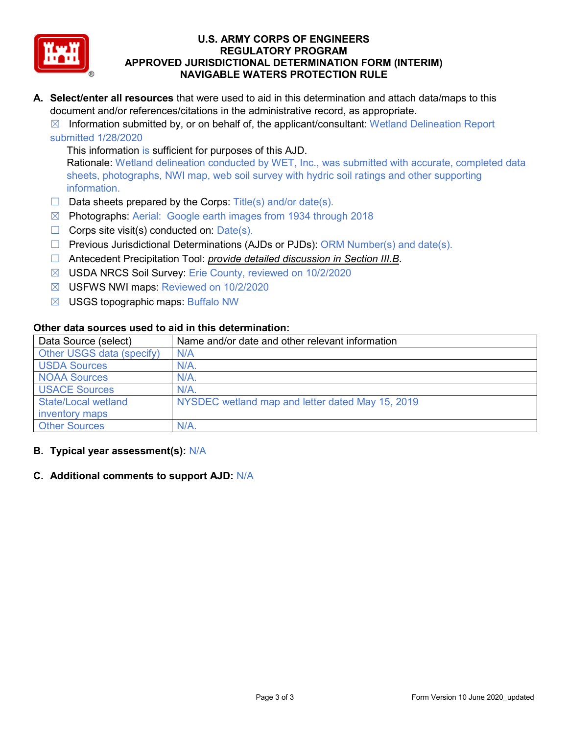# U.S. ARMY CORPS OF ENGINEERS
## REGULATORY PROGRAM
## APPROVED JURISDICTIONAL DETERMINATION FORM (INTERIM)
## NAVIGABLE WATERS PROTECTION RULE

**A. Select/enter all resources** that were used to aid in this determination and attach data/maps to this document and/or references/citations in the administrative record, as appropriate.

☒ Information submitted by, or on behalf of, the applicant/consultant: Wetland Delineation Report submitted 1/28/2020

This information is sufficient for purposes of this AJD.

Rationale: Wetland delineation conducted by WET, Inc., was submitted with accurate, completed data sheets, photographs, NWI map, web soil survey with hydric soil ratings and other supporting information.

☐ Data sheets prepared by the Corps: Title(s) and/or date(s).

☒ Photographs: Aerial: Google earth images from 1934 through 2018

☐ Corps site visit(s) conducted on: Date(s).

☐ Previous Jurisdictional Determinations (AJDs or PJDs): ORM Number(s) and date(s).

☐ Antecedent Precipitation Tool: *provide detailed discussion in Section III.B*.

☒ USDA NRCS Soil Survey: Erie County, reviewed on 10/2/2020

☒ USFWS NWI maps: Reviewed on 10/2/2020

☒ USGS topographic maps: Buffalo NW

### Other data sources used to aid in this determination:

| Data Source (select) | Name and/or date and other relevant information |
|---|---|
| Other USGS data (specify) | N/A |
| USDA Sources | N/A. |
| NOAA Sources | N/A. |
| USACE Sources | N/A. |
| State/Local wetland inventory maps | NYSDEC wetland map and letter dated May 15, 2019 |
| Other Sources | N/A. |

**B. Typical year assessment(s):** N/A

**C. Additional comments to support AJD:** N/A